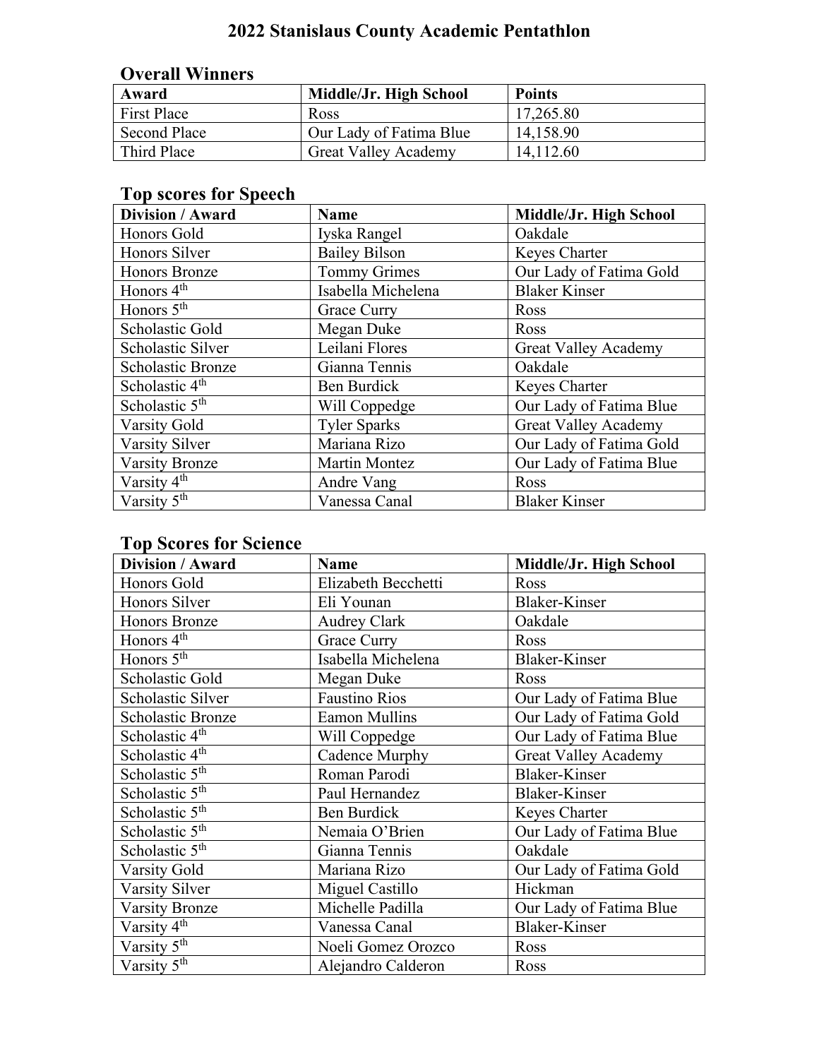# 2022 Stanislaus County Academic Pentathlon

## Overall Winners

| Award | Middle/Jr. High School | Points |
|---|---|---|
| First Place | Ross | 17,265.80 |
| Second Place | Our Lady of Fatima Blue | 14,158.90 |
| Third Place | Great Valley Academy | 14,112.60 |

## Top scores for Speech

| Division / Award | Name | Middle/Jr. High School |
|---|---|---|
| Honors Gold | Iyska Rangel | Oakdale |
| Honors Silver | Bailey Bilson | Keyes Charter |
| Honors Bronze | Tommy Grimes | Our Lady of Fatima Gold |
| Honors 4th | Isabella Michelena | Blaker Kinser |
| Honors 5th | Grace Curry | Ross |
| Scholastic Gold | Megan Duke | Ross |
| Scholastic Silver | Leilani Flores | Great Valley Academy |
| Scholastic Bronze | Gianna Tennis | Oakdale |
| Scholastic 4th | Ben Burdick | Keyes Charter |
| Scholastic 5th | Will Coppedge | Our Lady of Fatima Blue |
| Varsity Gold | Tyler Sparks | Great Valley Academy |
| Varsity Silver | Mariana Rizo | Our Lady of Fatima Gold |
| Varsity Bronze | Martin Montez | Our Lady of Fatima Blue |
| Varsity 4th | Andre Vang | Ross |
| Varsity 5th | Vanessa Canal | Blaker Kinser |

## Top Scores for Science

| Division / Award | Name | Middle/Jr. High School |
|---|---|---|
| Honors Gold | Elizabeth Becchetti | Ross |
| Honors Silver | Eli Younan | Blaker-Kinser |
| Honors Bronze | Audrey Clark | Oakdale |
| Honors 4th | Grace Curry | Ross |
| Honors 5th | Isabella Michelena | Blaker-Kinser |
| Scholastic Gold | Megan Duke | Ross |
| Scholastic Silver | Faustino Rios | Our Lady of Fatima Blue |
| Scholastic Bronze | Eamon Mullins | Our Lady of Fatima Gold |
| Scholastic 4th | Will Coppedge | Our Lady of Fatima Blue |
| Scholastic 4th | Cadence Murphy | Great Valley Academy |
| Scholastic 5th | Roman Parodi | Blaker-Kinser |
| Scholastic 5th | Paul Hernandez | Blaker-Kinser |
| Scholastic 5th | Ben Burdick | Keyes Charter |
| Scholastic 5th | Nemaia O'Brien | Our Lady of Fatima Blue |
| Scholastic 5th | Gianna Tennis | Oakdale |
| Varsity Gold | Mariana Rizo | Our Lady of Fatima Gold |
| Varsity Silver | Miguel Castillo | Hickman |
| Varsity Bronze | Michelle Padilla | Our Lady of Fatima Blue |
| Varsity 4th | Vanessa Canal | Blaker-Kinser |
| Varsity 5th | Noeli Gomez Orozco | Ross |
| Varsity 5th | Alejandro Calderon | Ross |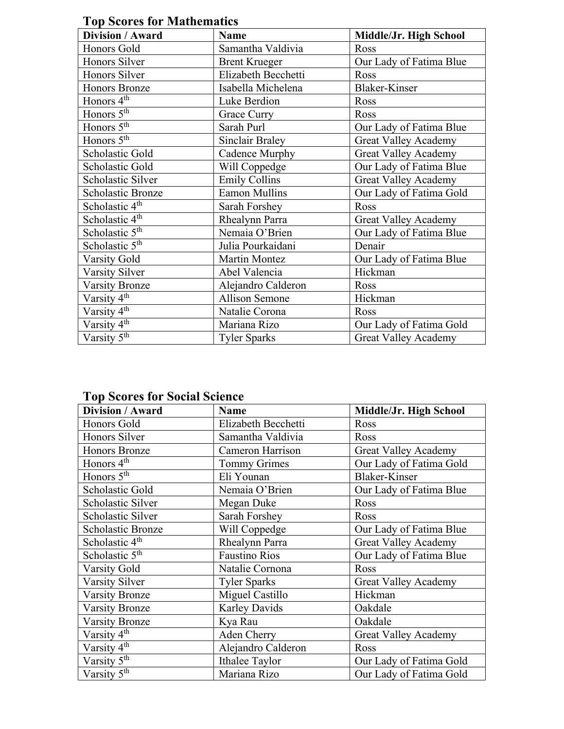## Top Scores for Mathematics

| Division / Award | Name | Middle/Jr. High School |
|---|---|---|
| Honors Gold | Samantha Valdivia | Ross |
| Honors Silver | Brent Krueger | Our Lady of Fatima Blue |
| Honors Silver | Elizabeth Becchetti | Ross |
| Honors Bronze | Isabella Michelena | Blaker-Kinser |
| Honors 4th | Luke Berdion | Ross |
| Honors 5th | Grace Curry | Ross |
| Honors 5th | Sarah Purl | Our Lady of Fatima Blue |
| Honors 5th | Sinclair Braley | Great Valley Academy |
| Scholastic Gold | Cadence Murphy | Great Valley Academy |
| Scholastic Gold | Will Coppedge | Our Lady of Fatima Blue |
| Scholastic Silver | Emily Collins | Great Valley Academy |
| Scholastic Bronze | Eamon Mullins | Our Lady of Fatima Gold |
| Scholastic 4th | Sarah Forshey | Ross |
| Scholastic 4th | Rhealynn Parra | Great Valley Academy |
| Scholastic 5th | Nemaia O'Brien | Our Lady of Fatima Blue |
| Scholastic 5th | Julia Pourkaidani | Denair |
| Varsity Gold | Martin Montez | Our Lady of Fatima Blue |
| Varsity Silver | Abel Valencia | Hickman |
| Varsity Bronze | Alejandro Calderon | Ross |
| Varsity 4th | Allison Semone | Hickman |
| Varsity 4th | Natalie Corona | Ross |
| Varsity 4th | Mariana Rizo | Our Lady of Fatima Gold |
| Varsity 5th | Tyler Sparks | Great Valley Academy |

## Top Scores for Social Science

| Division / Award | Name | Middle/Jr. High School |
|---|---|---|
| Honors Gold | Elizabeth Becchetti | Ross |
| Honors Silver | Samantha Valdivia | Ross |
| Honors Bronze | Cameron Harrison | Great Valley Academy |
| Honors 4th | Tommy Grimes | Our Lady of Fatima Gold |
| Honors 5th | Eli Younan | Blaker-Kinser |
| Scholastic Gold | Nemaia O'Brien | Our Lady of Fatima Blue |
| Scholastic Silver | Megan Duke | Ross |
| Scholastic Silver | Sarah Forshey | Ross |
| Scholastic Bronze | Will Coppedge | Our Lady of Fatima Blue |
| Scholastic 4th | Rhealynn Parra | Great Valley Academy |
| Scholastic 5th | Faustino Rios | Our Lady of Fatima Blue |
| Varsity Gold | Natalie Cornona | Ross |
| Varsity Silver | Tyler Sparks | Great Valley Academy |
| Varsity Bronze | Miguel Castillo | Hickman |
| Varsity Bronze | Karley Davids | Oakdale |
| Varsity Bronze | Kya Rau | Oakdale |
| Varsity 4th | Aden Cherry | Great Valley Academy |
| Varsity 4th | Alejandro Calderon | Ross |
| Varsity 5th | Ithalee Taylor | Our Lady of Fatima Gold |
| Varsity 5th | Mariana Rizo | Our Lady of Fatima Gold |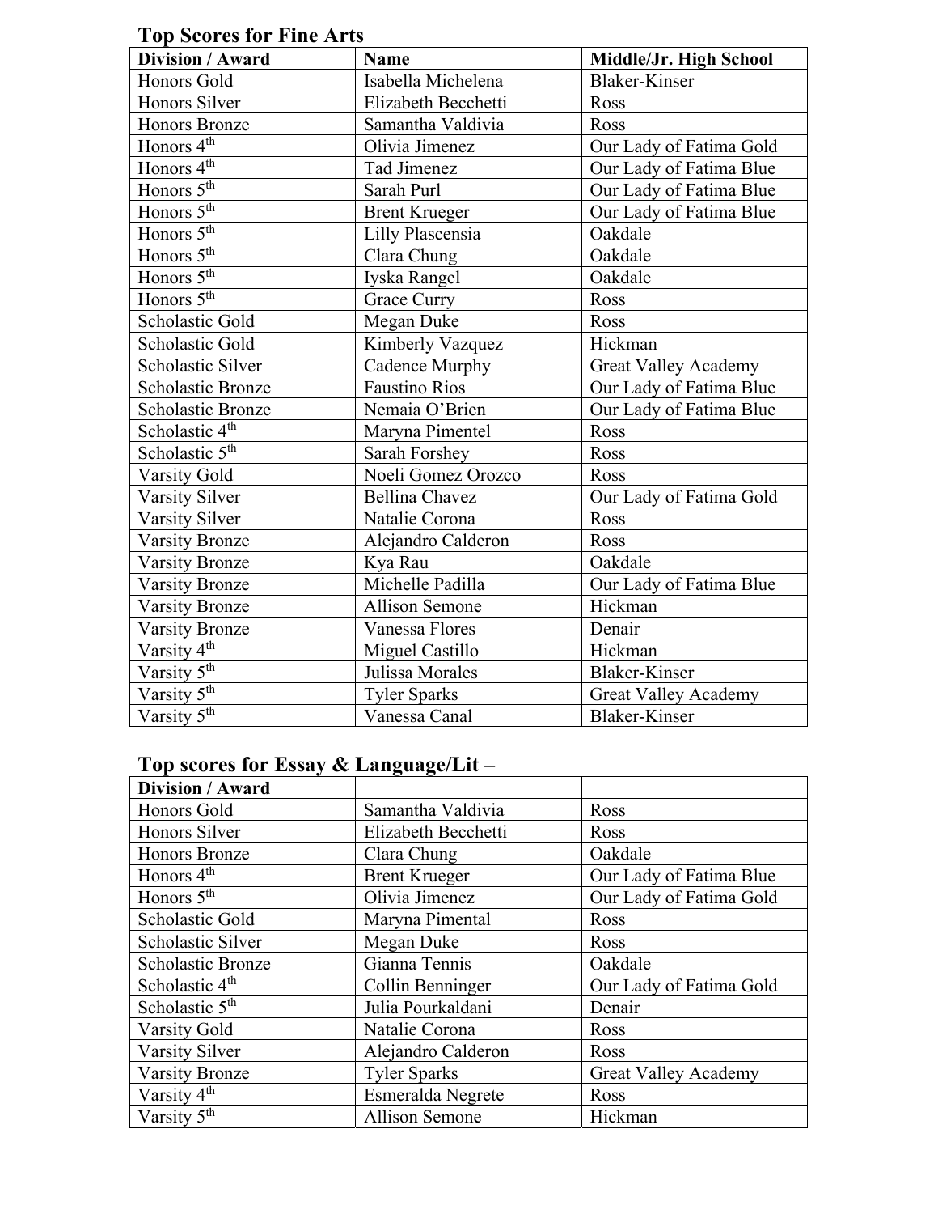## Top Scores for Fine Arts

| Division / Award | Name | Middle/Jr. High School |
|---|---|---|
| Honors Gold | Isabella Michelena | Blaker-Kinser |
| Honors Silver | Elizabeth Becchetti | Ross |
| Honors Bronze | Samantha Valdivia | Ross |
| Honors 4th | Olivia Jimenez | Our Lady of Fatima Gold |
| Honors 4th | Tad Jimenez | Our Lady of Fatima Blue |
| Honors 5th | Sarah Purl | Our Lady of Fatima Blue |
| Honors 5th | Brent Krueger | Our Lady of Fatima Blue |
| Honors 5th | Lilly Plascensia | Oakdale |
| Honors 5th | Clara Chung | Oakdale |
| Honors 5th | Iyska Rangel | Oakdale |
| Honors 5th | Grace Curry | Ross |
| Scholastic Gold | Megan Duke | Ross |
| Scholastic Gold | Kimberly Vazquez | Hickman |
| Scholastic Silver | Cadence Murphy | Great Valley Academy |
| Scholastic Bronze | Faustino Rios | Our Lady of Fatima Blue |
| Scholastic Bronze | Nemaia O'Brien | Our Lady of Fatima Blue |
| Scholastic 4th | Maryna Pimentel | Ross |
| Scholastic 5th | Sarah Forshey | Ross |
| Varsity Gold | Noeli Gomez Orozco | Ross |
| Varsity Silver | Bellina Chavez | Our Lady of Fatima Gold |
| Varsity Silver | Natalie Corona | Ross |
| Varsity Bronze | Alejandro Calderon | Ross |
| Varsity Bronze | Kya Rau | Oakdale |
| Varsity Bronze | Michelle Padilla | Our Lady of Fatima Blue |
| Varsity Bronze | Allison Semone | Hickman |
| Varsity Bronze | Vanessa Flores | Denair |
| Varsity 4th | Miguel Castillo | Hickman |
| Varsity 5th | Julissa Morales | Blaker-Kinser |
| Varsity 5th | Tyler Sparks | Great Valley Academy |
| Varsity 5th | Vanessa Canal | Blaker-Kinser |

## Top scores for Essay & Language/Lit –

| Division / Award | | |
|---|---|---|
| Honors Gold | Samantha Valdivia | Ross |
| Honors Silver | Elizabeth Becchetti | Ross |
| Honors Bronze | Clara Chung | Oakdale |
| Honors 4th | Brent Krueger | Our Lady of Fatima Blue |
| Honors 5th | Olivia Jimenez | Our Lady of Fatima Gold |
| Scholastic Gold | Maryna Pimental | Ross |
| Scholastic Silver | Megan Duke | Ross |
| Scholastic Bronze | Gianna Tennis | Oakdale |
| Scholastic 4th | Collin Benninger | Our Lady of Fatima Gold |
| Scholastic 5th | Julia Pourkaldani | Denair |
| Varsity Gold | Natalie Corona | Ross |
| Varsity Silver | Alejandro Calderon | Ross |
| Varsity Bronze | Tyler Sparks | Great Valley Academy |
| Varsity 4th | Esmeralda Negrete | Ross |
| Varsity 5th | Allison Semone | Hickman |